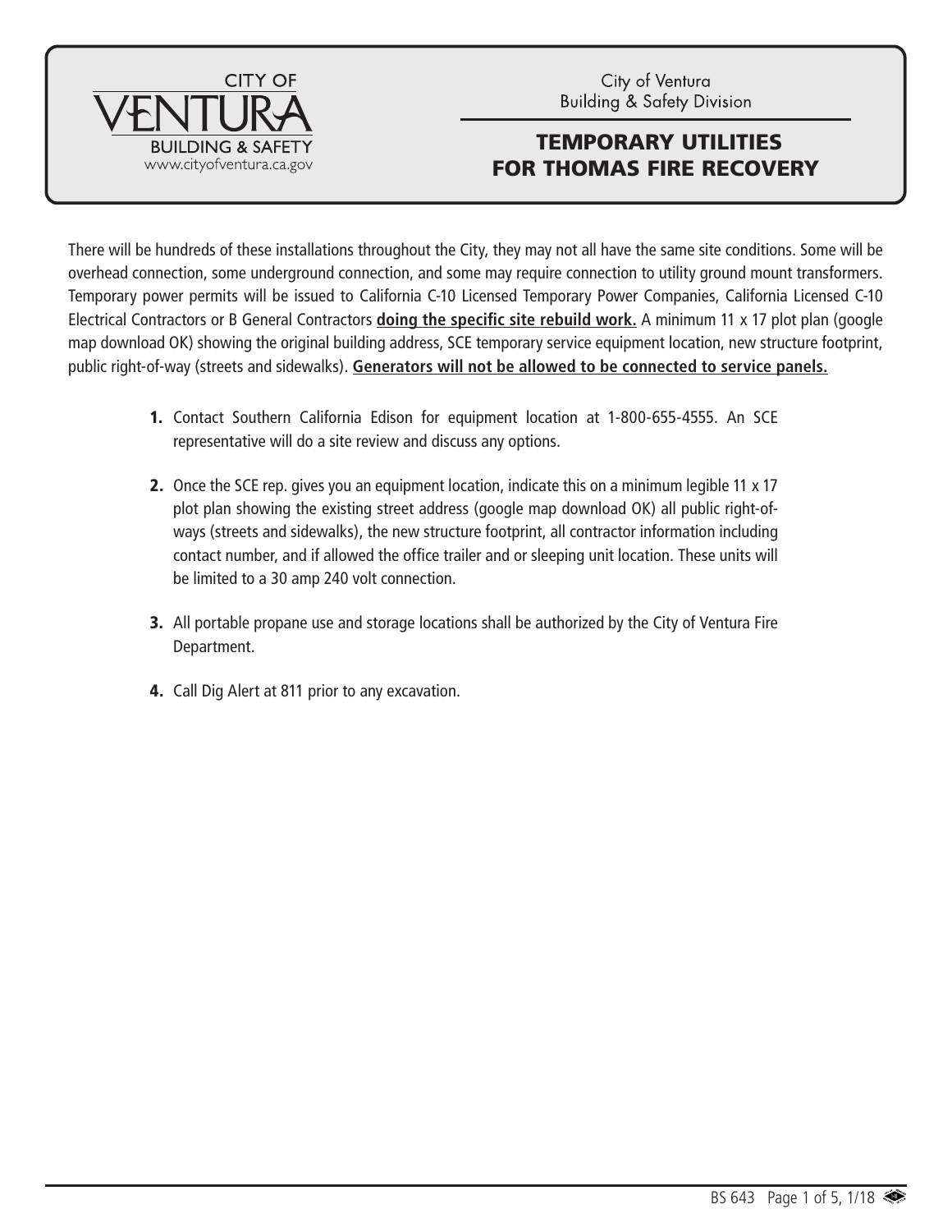CITY OF VENTURA
BUILDING & SAFETY
www.cityofventura.ca.gov

City of Ventura
Building & Safety Division

# TEMPORARY UTILITIES FOR THOMAS FIRE RECOVERY

There will be hundreds of these installations throughout the City, they may not all have the same site conditions. Some will be overhead connection, some underground connection, and some may require connection to utility ground mount transformers. Temporary power permits will be issued to California C-10 Licensed Temporary Power Companies, California Licensed C-10 Electrical Contractors or B General Contractors **doing the specific site rebuild work.** A minimum 11 x 17 plot plan (google map download OK) showing the original building address, SCE temporary service equipment location, new structure footprint, public right-of-way (streets and sidewalks). **Generators will not be allowed to be connected to service panels.**

1. Contact Southern California Edison for equipment location at 1-800-655-4555. An SCE representative will do a site review and discuss any options.
2. Once the SCE rep. gives you an equipment location, indicate this on a minimum legible 11 x 17 plot plan showing the existing street address (google map download OK) all public right-of-ways (streets and sidewalks), the new structure footprint, all contractor information including contact number, and if allowed the office trailer and or sleeping unit location. These units will be limited to a 30 amp 240 volt connection.
3. All portable propane use and storage locations shall be authorized by the City of Ventura Fire Department.
4. Call Dig Alert at 811 prior to any excavation.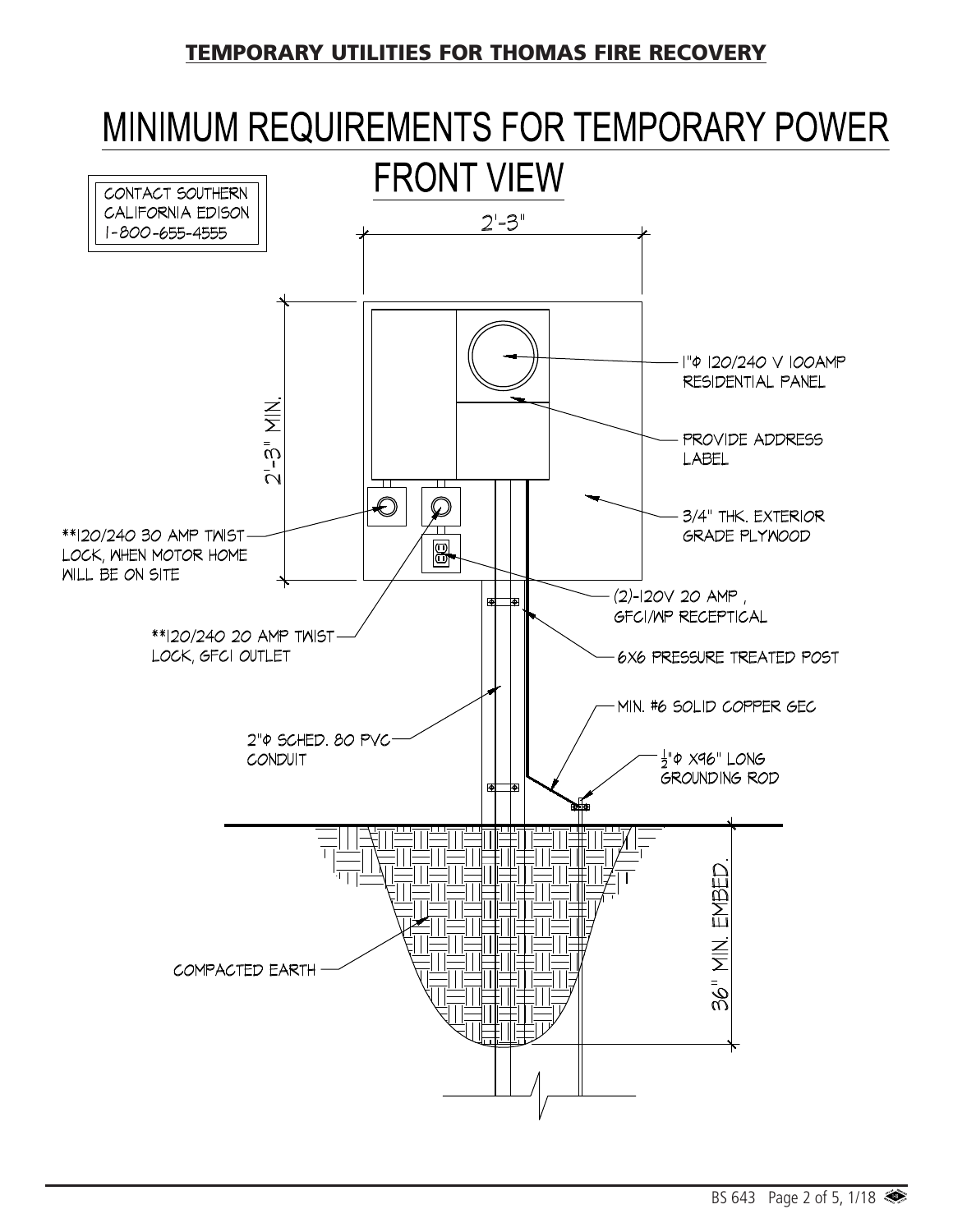**TEMPORARY UTILITIES FOR THOMAS FIRE RECOVERY**

# MINIMUM REQUIREMENTS FOR TEMPORARY POWER

## FRONT VIEW

CONTACT SOUTHERN CALIFORNIA EDISON 1-800-655-4555

2'-3"

2'-3" MIN.

1"Φ 120/240 V 100AMP RESIDENTIAL PANEL

PROVIDE ADDRESS LABEL

3/4" THK. EXTERIOR GRADE PLYWOOD

**120/240 30 AMP TWIST LOCK, WHEN MOTOR HOME WILL BE ON SITE

(2)-120V 20 AMP, GFCI/WP RECEPTICAL

**120/240 20 AMP TWIST LOCK, GFCI OUTLET

6X6 PRESSURE TREATED POST

MIN. #6 SOLID COPPER GEC

2"Φ SCHED. 80 PVC CONDUIT

½"Φ X96" LONG GROUNDING ROD

COMPACTED EARTH

36" MIN. EMBED.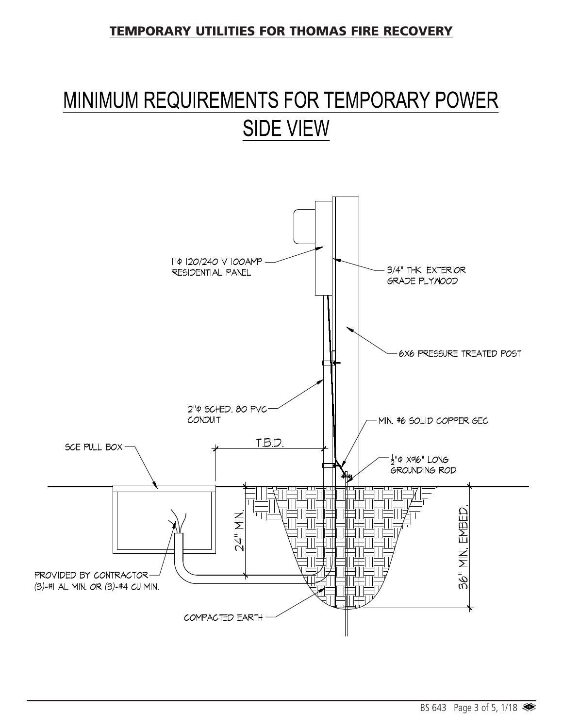**TEMPORARY UTILITIES FOR THOMAS FIRE RECOVERY**

# MINIMUM REQUIREMENTS FOR TEMPORARY POWER
## SIDE VIEW

1"Φ 120/240 V 100AMP RESIDENTIAL PANEL

3/4" THK. EXTERIOR GRADE PLYWOOD

6X6 PRESSURE TREATED POST

2"Φ SCHED. 80 PVC CONDUIT

MIN. #6 SOLID COPPER GEC

T.B.D.

SCE PULL BOX

½"Φ X96" LONG GROUNDING ROD

24" MIN.

36" MIN. EMBED.

PROVIDED BY CONTRACTOR (3)-#1 AL MIN. OR (3)-#4 CU MIN.

COMPACTED EARTH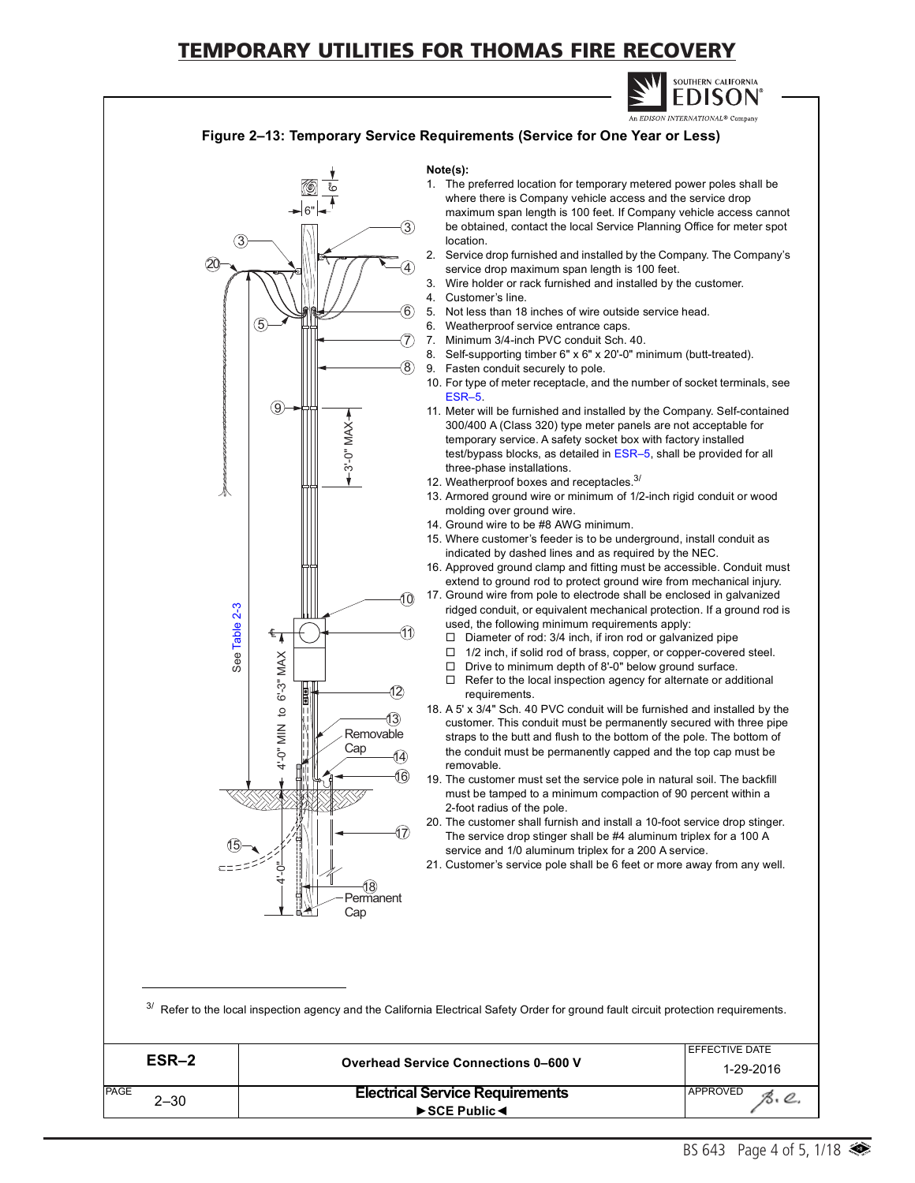# TEMPORARY UTILITIES FOR THOMAS FIRE RECOVERY

**Figure 2–13: Temporary Service Requirements (Service for One Year or Less)**

**Note(s):**

1. The preferred location for temporary metered power poles shall be where there is Company vehicle access and the service drop maximum span length is 100 feet. If Company vehicle access cannot be obtained, contact the local Service Planning Office for meter spot location.
2. Service drop furnished and installed by the Company. The Company's service drop maximum span length is 100 feet.
3. Wire holder or rack furnished and installed by the customer.
4. Customer's line.
5. Not less than 18 inches of wire outside service head.
6. Weatherproof service entrance caps.
7. Minimum 3/4-inch PVC conduit Sch. 40.
8. Self-supporting timber 6" x 6" x 20'-0" minimum (butt-treated).
9. Fasten conduit securely to pole.
10. For type of meter receptacle, and the number of socket terminals, see ESR–5.
11. Meter will be furnished and installed by the Company. Self-contained 300/400 A (Class 320) type meter panels are not acceptable for temporary service. A safety socket box with factory installed test/bypass blocks, as detailed in ESR–5, shall be provided for all three-phase installations.
12. Weatherproof boxes and receptacles.[3/]
13. Armored ground wire or minimum of 1/2-inch rigid conduit or wood molding over ground wire.
14. Ground wire to be #8 AWG minimum.
15. Where customer's feeder is to be underground, install conduit as indicated by dashed lines and as required by the NEC.
16. Approved ground clamp and fitting must be accessible. Conduit must extend to ground rod to protect ground wire from mechanical injury.
17. Ground wire from pole to electrode shall be enclosed in galvanized ridged conduit, or equivalent mechanical protection. If a ground rod is used, the following minimum requirements apply:
    - ☐ Diameter of rod: 3/4 inch, if iron rod or galvanized pipe
    - ☐ 1/2 inch, if solid rod of brass, copper, or copper-covered steel.
    - ☐ Drive to minimum depth of 8'-0" below ground surface.
    - ☐ Refer to the local inspection agency for alternate or additional requirements.
18. A 5' x 3/4" Sch. 40 PVC conduit will be furnished and installed by the customer. This conduit must be permanently secured with three pipe straps to the butt and flush to the bottom of the pole. The bottom of the conduit must be permanently capped and the top cap must be removable.
19. The customer must set the service pole in natural soil. The backfill must be tamped to a minimum compaction of 90 percent within a 2-foot radius of the pole.
20. The customer shall furnish and install a 10-foot service drop stinger. The service drop stinger shall be #4 aluminum triplex for a 100 A service and 1/0 aluminum triplex for a 200 A service.
21. Customer's service pole shall be 6 feet or more away from any well.

[3/] Refer to the local inspection agency and the California Electrical Safety Order for ground fault circuit protection requirements.

| ESR–2 | Overhead Service Connections 0–600 V | EFFECTIVE DATE 1-29-2016 |
|---|---|---|
| PAGE 2–30 | Electrical Service Requirements ►SCE Public◄ | APPROVED |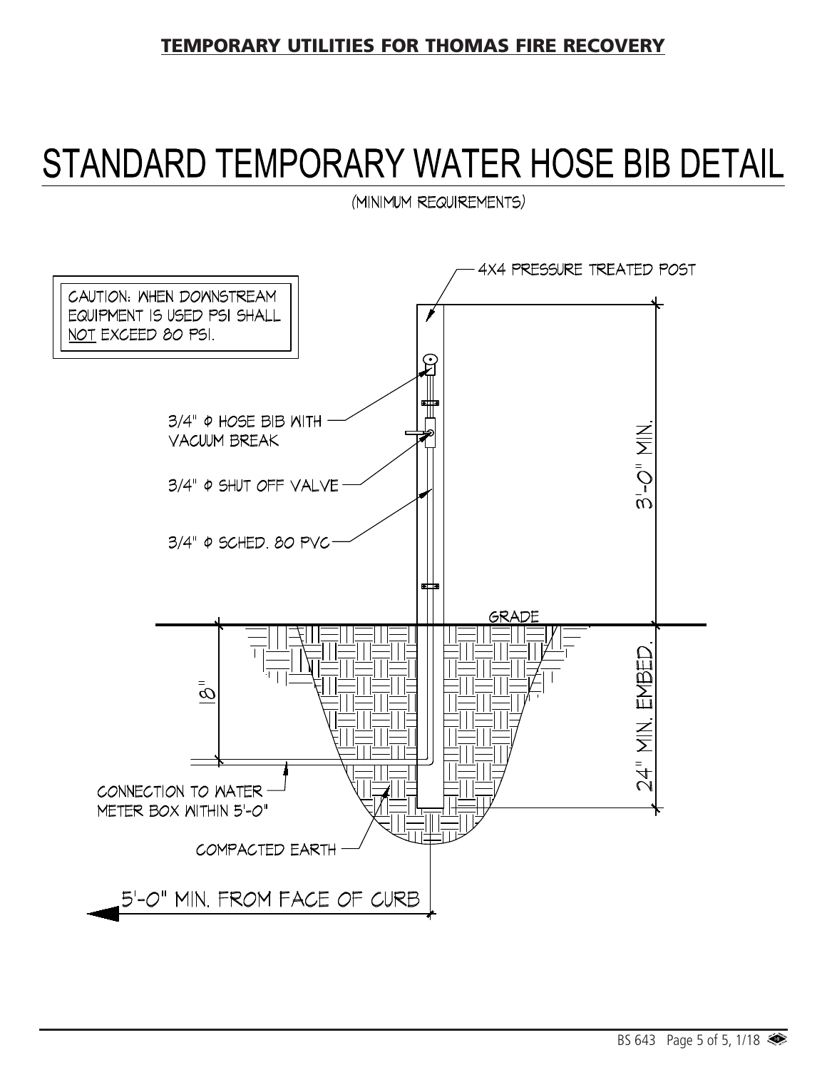**TEMPORARY UTILITIES FOR THOMAS FIRE RECOVERY**

# STANDARD TEMPORARY WATER HOSE BIB DETAIL

(MINIMUM REQUIREMENTS)

CAUTION: WHEN DOWNSTREAM EQUIPMENT IS USED PSI SHALL NOT EXCEED 80 PSI.

4X4 PRESSURE TREATED POST

3/4" Φ HOSE BIB WITH VACUUM BREAK

3/4" Φ SHUT OFF VALVE

3/4" Φ SCHED. 80 PVC

3'-0" MIN.

GRADE

18"

24" MIN. EMBED.

CONNECTION TO WATER METER BOX WITHIN 5'-0"

COMPACTED EARTH

5'-0" MIN. FROM FACE OF CURB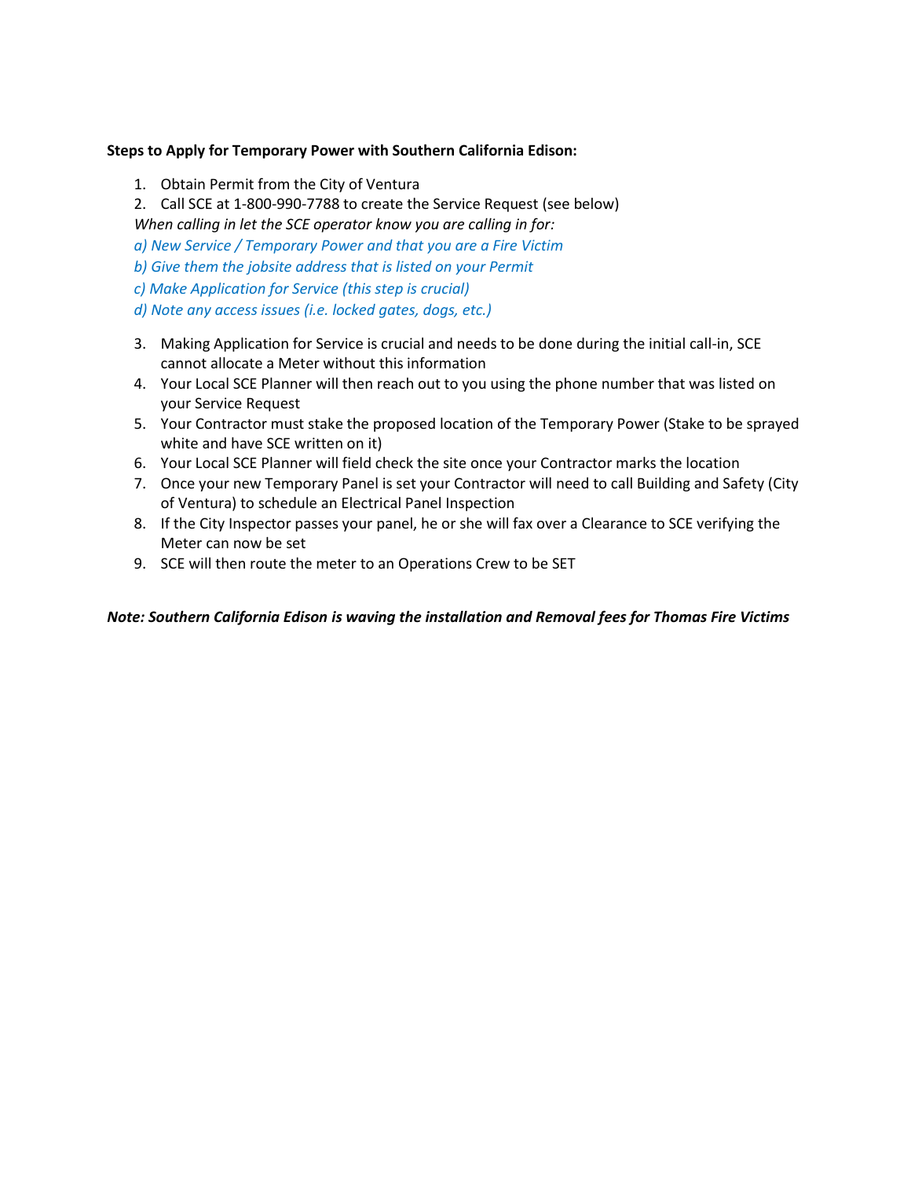**Steps to Apply for Temporary Power with Southern California Edison:**

1. Obtain Permit from the City of Ventura
2. Call SCE at 1-800-990-7788 to create the Service Request (see below)

*When calling in let the SCE operator know you are calling in for:*

*a) New Service / Temporary Power and that you are a Fire Victim*

*b) Give them the jobsite address that is listed on your Permit*

*c) Make Application for Service (this step is crucial)*

*d) Note any access issues (i.e. locked gates, dogs, etc.)*

3. Making Application for Service is crucial and needs to be done during the initial call-in, SCE cannot allocate a Meter without this information
4. Your Local SCE Planner will then reach out to you using the phone number that was listed on your Service Request
5. Your Contractor must stake the proposed location of the Temporary Power (Stake to be sprayed white and have SCE written on it)
6. Your Local SCE Planner will field check the site once your Contractor marks the location
7. Once your new Temporary Panel is set your Contractor will need to call Building and Safety (City of Ventura) to schedule an Electrical Panel Inspection
8. If the City Inspector passes your panel, he or she will fax over a Clearance to SCE verifying the Meter can now be set
9. SCE will then route the meter to an Operations Crew to be SET

***Note: Southern California Edison is waving the installation and Removal fees for Thomas Fire Victims***